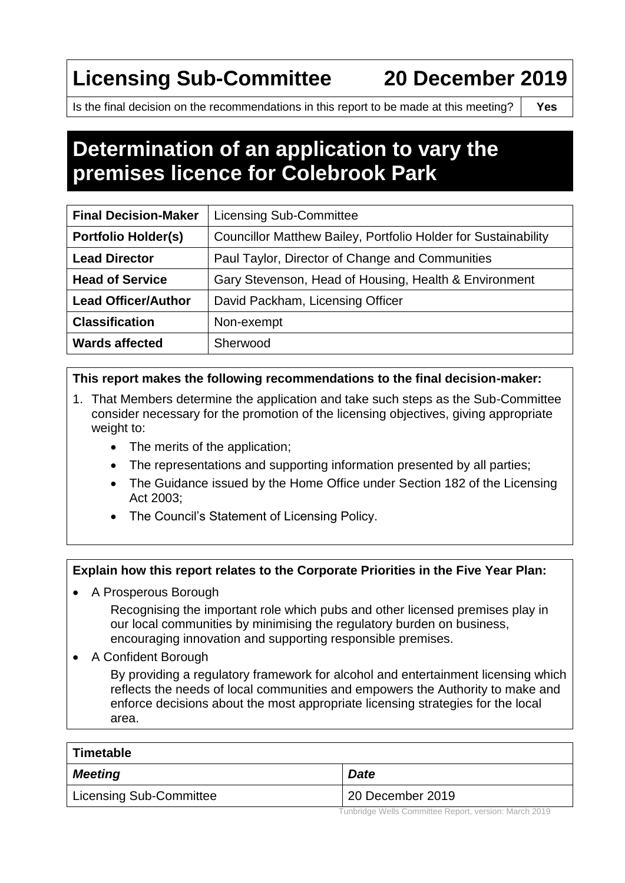# Licensing Sub-Committee 20 December 2019

| Is the final decision on the recommendations in this report to be made at this meeting? | Yes |
| --- | --- |

# Determination of an application to vary the premises licence for Colebrook Park

| Final Decision-Maker | Licensing Sub-Committee |
| --- | --- |
| Portfolio Holder(s) | Councillor Matthew Bailey, Portfolio Holder for Sustainability |
| Lead Director | Paul Taylor, Director of Change and Communities |
| Head of Service | Gary Stevenson, Head of Housing, Health & Environment |
| Lead Officer/Author | David Packham, Licensing Officer |
| Classification | Non-exempt |
| Wards affected | Sherwood |

**This report makes the following recommendations to the final decision-maker:**

1. That Members determine the application and take such steps as the Sub-Committee consider necessary for the promotion of the licensing objectives, giving appropriate weight to:
   - The merits of the application;
   - The representations and supporting information presented by all parties;
   - The Guidance issued by the Home Office under Section 182 of the Licensing Act 2003;
   - The Council's Statement of Licensing Policy.

**Explain how this report relates to the Corporate Priorities in the Five Year Plan:**

- A Prosperous Borough

  Recognising the important role which pubs and other licensed premises play in our local communities by minimising the regulatory burden on business, encouraging innovation and supporting responsible premises.

- A Confident Borough

  By providing a regulatory framework for alcohol and entertainment licensing which reflects the needs of local communities and empowers the Authority to make and enforce decisions about the most appropriate licensing strategies for the local area.

| Timetable | |
| --- | --- |
| ***Meeting*** | ***Date*** |
| Licensing Sub-Committee | 20 December 2019 |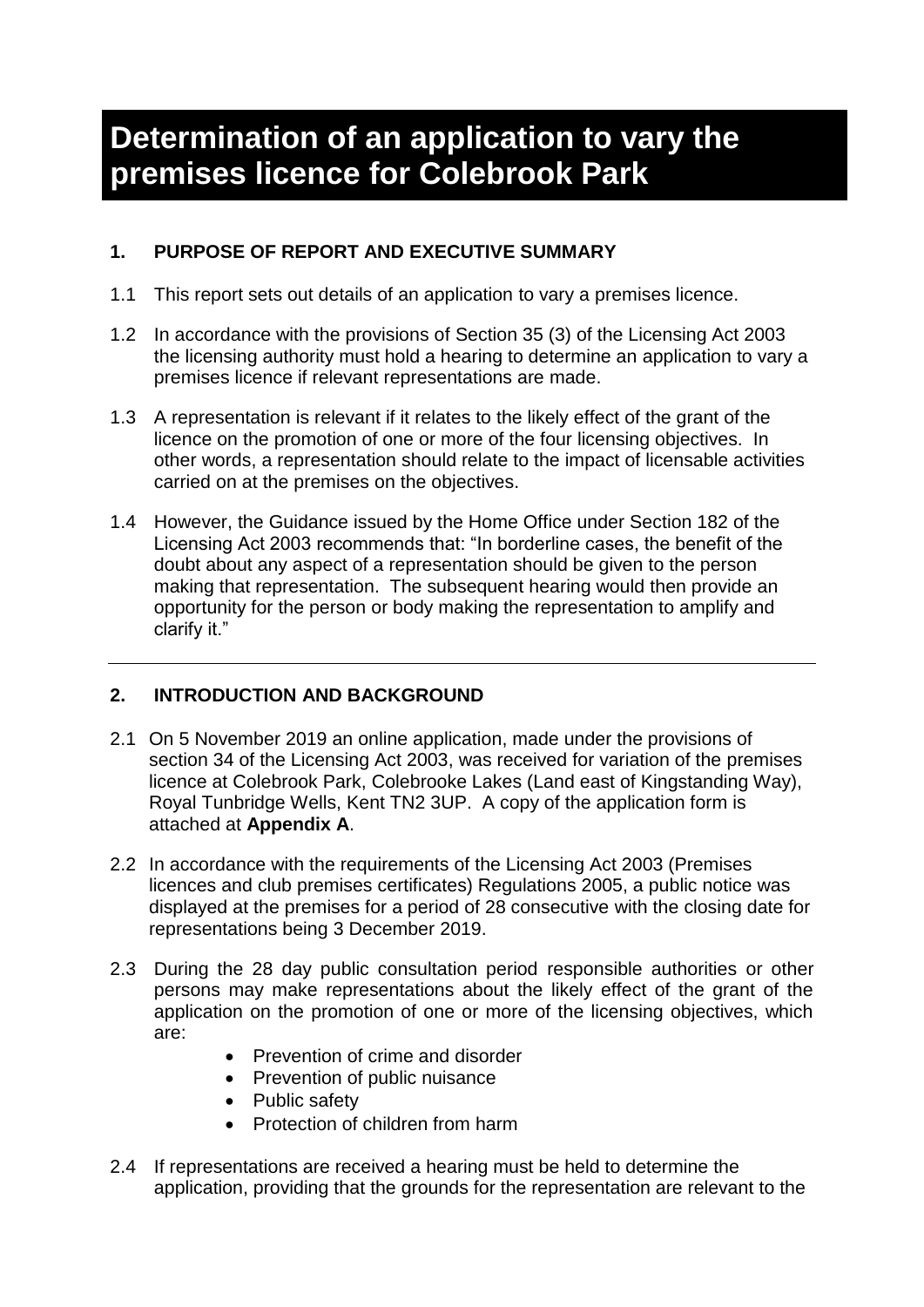# Determination of an application to vary the premises licence for Colebrook Park

## 1. PURPOSE OF REPORT AND EXECUTIVE SUMMARY

1.1 This report sets out details of an application to vary a premises licence.

1.2 In accordance with the provisions of Section 35 (3) of the Licensing Act 2003 the licensing authority must hold a hearing to determine an application to vary a premises licence if relevant representations are made.

1.3 A representation is relevant if it relates to the likely effect of the grant of the licence on the promotion of one or more of the four licensing objectives. In other words, a representation should relate to the impact of licensable activities carried on at the premises on the objectives.

1.4 However, the Guidance issued by the Home Office under Section 182 of the Licensing Act 2003 recommends that: "In borderline cases, the benefit of the doubt about any aspect of a representation should be given to the person making that representation. The subsequent hearing would then provide an opportunity for the person or body making the representation to amplify and clarify it."

---

## 2. INTRODUCTION AND BACKGROUND

2.1 On 5 November 2019 an online application, made under the provisions of section 34 of the Licensing Act 2003, was received for variation of the premises licence at Colebrook Park, Colebrooke Lakes (Land east of Kingstanding Way), Royal Tunbridge Wells, Kent TN2 3UP. A copy of the application form is attached at **Appendix A**.

2.2 In accordance with the requirements of the Licensing Act 2003 (Premises licences and club premises certificates) Regulations 2005, a public notice was displayed at the premises for a period of 28 consecutive with the closing date for representations being 3 December 2019.

2.3 During the 28 day public consultation period responsible authorities or other persons may make representations about the likely effect of the grant of the application on the promotion of one or more of the licensing objectives, which are:

- Prevention of crime and disorder
- Prevention of public nuisance
- Public safety
- Protection of children from harm

2.4 If representations are received a hearing must be held to determine the application, providing that the grounds for the representation are relevant to the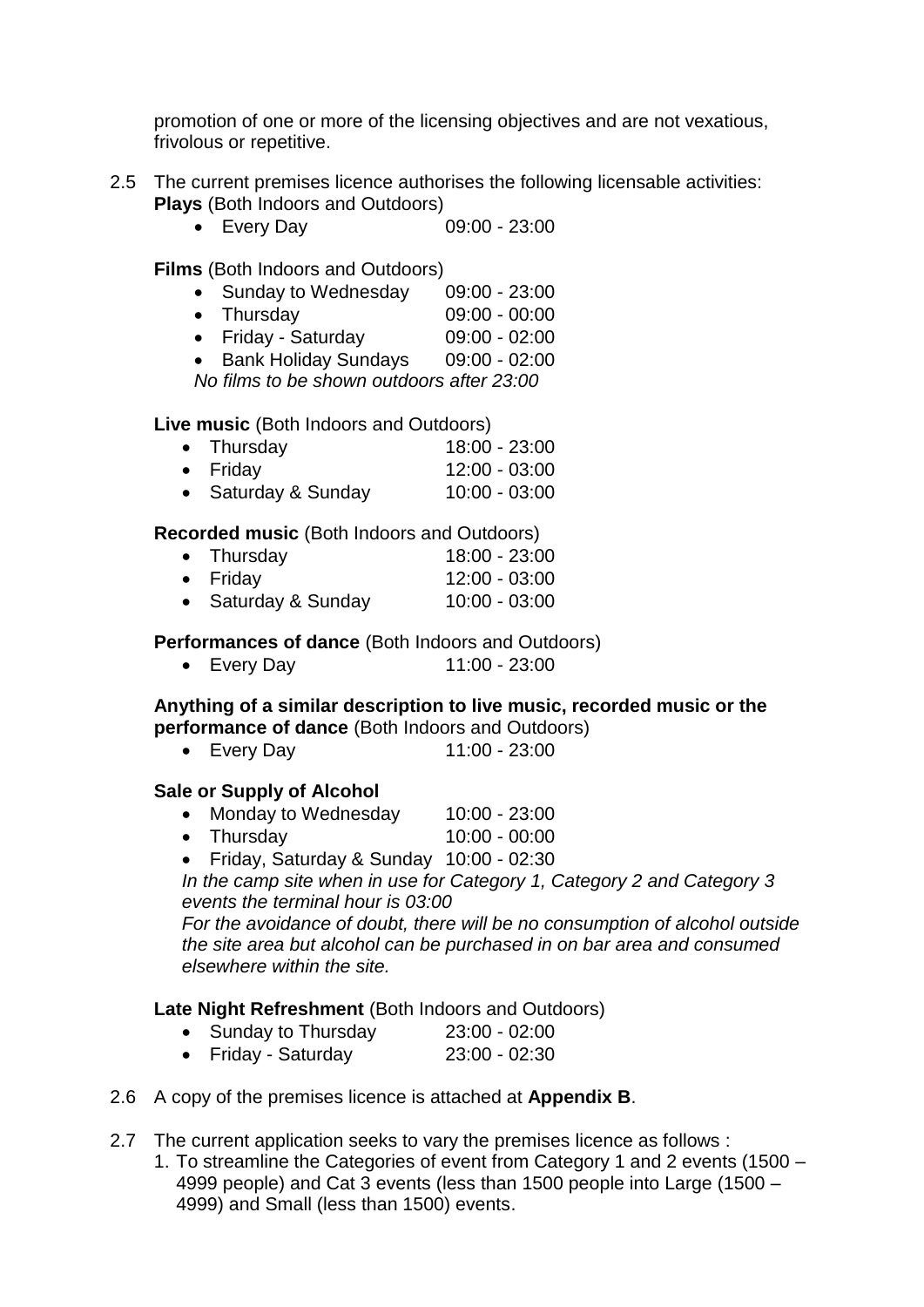promotion of one or more of the licensing objectives and are not vexatious, frivolous or repetitive.

2.5 The current premises licence authorises the following licensable activities:

**Plays** (Both Indoors and Outdoors)

- Every Day 09:00 - 23:00

**Films** (Both Indoors and Outdoors)

- Sunday to Wednesday 09:00 - 23:00
- Thursday 09:00 - 00:00
- Friday - Saturday 09:00 - 02:00
- Bank Holiday Sundays 09:00 - 02:00

*No films to be shown outdoors after 23:00*

**Live music** (Both Indoors and Outdoors)

- Thursday 18:00 - 23:00
- Friday 12:00 - 03:00
- Saturday & Sunday 10:00 - 03:00

**Recorded music** (Both Indoors and Outdoors)

- Thursday 18:00 - 23:00
- Friday 12:00 - 03:00
- Saturday & Sunday 10:00 - 03:00

**Performances of dance** (Both Indoors and Outdoors)

- Every Day 11:00 - 23:00

**Anything of a similar description to live music, recorded music or the performance of dance** (Both Indoors and Outdoors)

- Every Day 11:00 - 23:00

**Sale or Supply of Alcohol**

- Monday to Wednesday 10:00 - 23:00
- Thursday 10:00 - 00:00
- Friday, Saturday & Sunday 10:00 - 02:30

*In the camp site when in use for Category 1, Category 2 and Category 3 events the terminal hour is 03:00*

*For the avoidance of doubt, there will be no consumption of alcohol outside the site area but alcohol can be purchased in on bar area and consumed elsewhere within the site.*

**Late Night Refreshment** (Both Indoors and Outdoors)

- Sunday to Thursday 23:00 - 02:00
- Friday - Saturday 23:00 - 02:30

2.6 A copy of the premises licence is attached at **Appendix B**.

2.7 The current application seeks to vary the premises licence as follows :

1. To streamline the Categories of event from Category 1 and 2 events (1500 – 4999 people) and Cat 3 events (less than 1500 people into Large (1500 – 4999) and Small (less than 1500) events.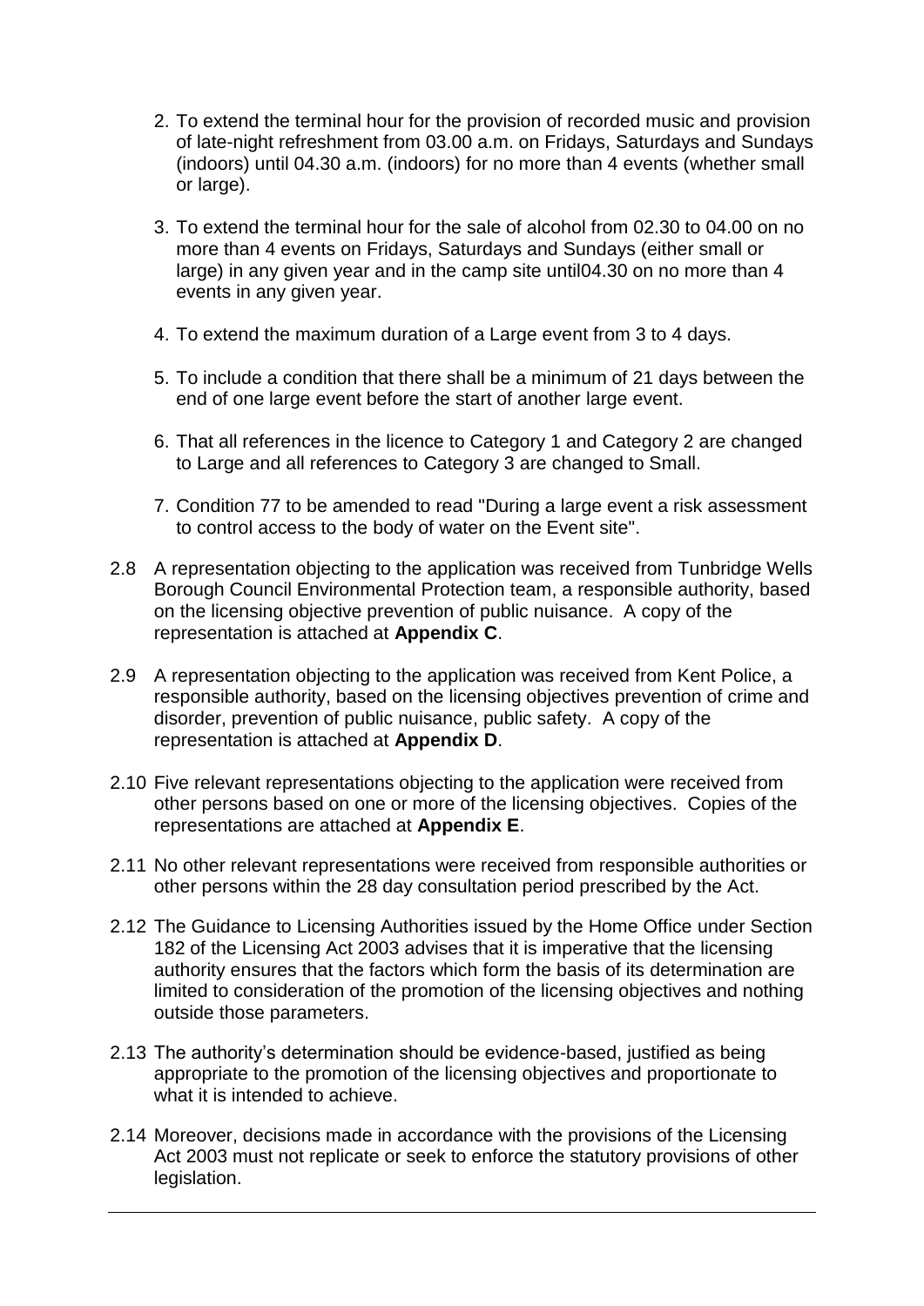2. To extend the terminal hour for the provision of recorded music and provision of late-night refreshment from 03.00 a.m. on Fridays, Saturdays and Sundays (indoors) until 04.30 a.m. (indoors) for no more than 4 events (whether small or large).
3. To extend the terminal hour for the sale of alcohol from 02.30 to 04.00 on no more than 4 events on Fridays, Saturdays and Sundays (either small or large) in any given year and in the camp site until04.30 on no more than 4 events in any given year.
4. To extend the maximum duration of a Large event from 3 to 4 days.
5. To include a condition that there shall be a minimum of 21 days between the end of one large event before the start of another large event.
6. That all references in the licence to Category 1 and Category 2 are changed to Large and all references to Category 3 are changed to Small.
7. Condition 77 to be amended to read "During a large event a risk assessment to control access to the body of water on the Event site".

2.8 A representation objecting to the application was received from Tunbridge Wells Borough Council Environmental Protection team, a responsible authority, based on the licensing objective prevention of public nuisance. A copy of the representation is attached at **Appendix C**.

2.9 A representation objecting to the application was received from Kent Police, a responsible authority, based on the licensing objectives prevention of crime and disorder, prevention of public nuisance, public safety. A copy of the representation is attached at **Appendix D**.

2.10 Five relevant representations objecting to the application were received from other persons based on one or more of the licensing objectives. Copies of the representations are attached at **Appendix E**.

2.11 No other relevant representations were received from responsible authorities or other persons within the 28 day consultation period prescribed by the Act.

2.12 The Guidance to Licensing Authorities issued by the Home Office under Section 182 of the Licensing Act 2003 advises that it is imperative that the licensing authority ensures that the factors which form the basis of its determination are limited to consideration of the promotion of the licensing objectives and nothing outside those parameters.

2.13 The authority's determination should be evidence-based, justified as being appropriate to the promotion of the licensing objectives and proportionate to what it is intended to achieve.

2.14 Moreover, decisions made in accordance with the provisions of the Licensing Act 2003 must not replicate or seek to enforce the statutory provisions of other legislation.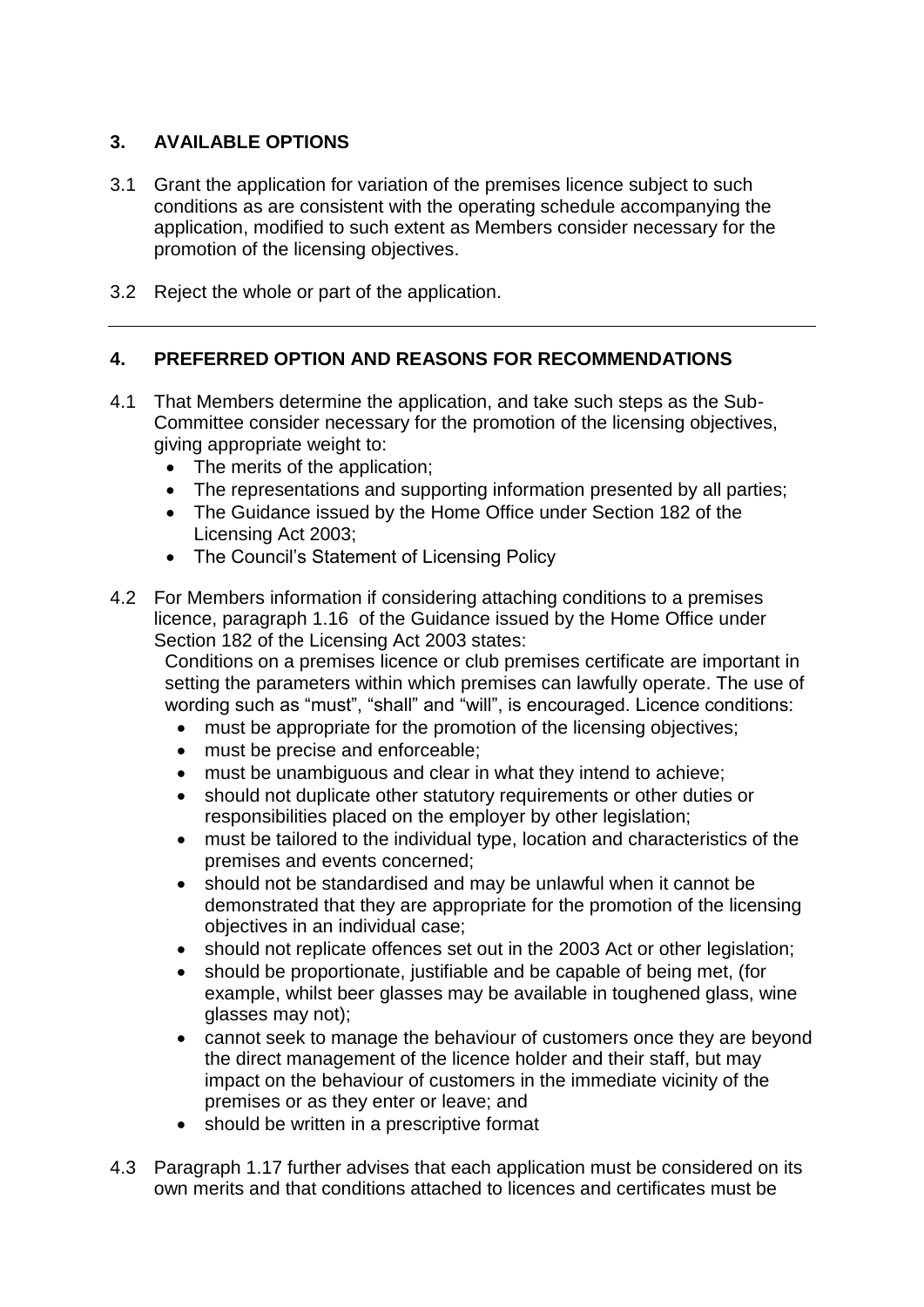## 3. AVAILABLE OPTIONS

3.1 Grant the application for variation of the premises licence subject to such conditions as are consistent with the operating schedule accompanying the application, modified to such extent as Members consider necessary for the promotion of the licensing objectives.

3.2 Reject the whole or part of the application.

---

## 4. PREFERRED OPTION AND REASONS FOR RECOMMENDATIONS

4.1 That Members determine the application, and take such steps as the Sub-Committee consider necessary for the promotion of the licensing objectives, giving appropriate weight to:

- The merits of the application;
- The representations and supporting information presented by all parties;
- The Guidance issued by the Home Office under Section 182 of the Licensing Act 2003;
- The Council's Statement of Licensing Policy

4.2 For Members information if considering attaching conditions to a premises licence, paragraph 1.16 of the Guidance issued by the Home Office under Section 182 of the Licensing Act 2003 states:

Conditions on a premises licence or club premises certificate are important in setting the parameters within which premises can lawfully operate. The use of wording such as "must", "shall" and "will", is encouraged. Licence conditions:

- must be appropriate for the promotion of the licensing objectives;
- must be precise and enforceable;
- must be unambiguous and clear in what they intend to achieve;
- should not duplicate other statutory requirements or other duties or responsibilities placed on the employer by other legislation;
- must be tailored to the individual type, location and characteristics of the premises and events concerned;
- should not be standardised and may be unlawful when it cannot be demonstrated that they are appropriate for the promotion of the licensing objectives in an individual case;
- should not replicate offences set out in the 2003 Act or other legislation;
- should be proportionate, justifiable and be capable of being met, (for example, whilst beer glasses may be available in toughened glass, wine glasses may not);
- cannot seek to manage the behaviour of customers once they are beyond the direct management of the licence holder and their staff, but may impact on the behaviour of customers in the immediate vicinity of the premises or as they enter or leave; and
- should be written in a prescriptive format

4.3 Paragraph 1.17 further advises that each application must be considered on its own merits and that conditions attached to licences and certificates must be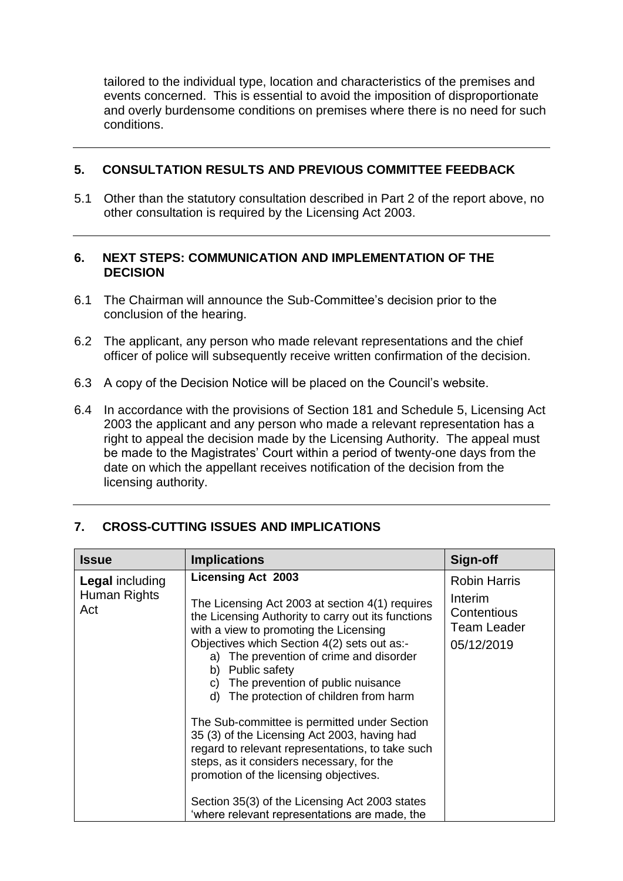tailored to the individual type, location and characteristics of the premises and events concerned. This is essential to avoid the imposition of disproportionate and overly burdensome conditions on premises where there is no need for such conditions.

## 5. CONSULTATION RESULTS AND PREVIOUS COMMITTEE FEEDBACK

5.1 Other than the statutory consultation described in Part 2 of the report above, no other consultation is required by the Licensing Act 2003.

## 6. NEXT STEPS: COMMUNICATION AND IMPLEMENTATION OF THE DECISION

6.1 The Chairman will announce the Sub-Committee's decision prior to the conclusion of the hearing.

6.2 The applicant, any person who made relevant representations and the chief officer of police will subsequently receive written confirmation of the decision.

6.3 A copy of the Decision Notice will be placed on the Council's website.

6.4 In accordance with the provisions of Section 181 and Schedule 5, Licensing Act 2003 the applicant and any person who made a relevant representation has a right to appeal the decision made by the Licensing Authority. The appeal must be made to the Magistrates' Court within a period of twenty-one days from the date on which the appellant receives notification of the decision from the licensing authority.

## 7. CROSS-CUTTING ISSUES AND IMPLICATIONS

| Issue | Implications | Sign-off |
|---|---|---|
| **Legal** including Human Rights Act | **Licensing Act 2003**<br><br>The Licensing Act 2003 at section 4(1) requires the Licensing Authority to carry out its functions with a view to promoting the Licensing Objectives which Section 4(2) sets out as:-<br>a) The prevention of crime and disorder<br>b) Public safety<br>c) The prevention of public nuisance<br>d) The protection of children from harm<br><br>The Sub-committee is permitted under Section 35 (3) of the Licensing Act 2003, having had regard to relevant representations, to take such steps, as it considers necessary, for the promotion of the licensing objectives.<br><br>Section 35(3) of the Licensing Act 2003 states 'where relevant representations are made, the | Robin Harris<br>Interim Contentious Team Leader<br>05/12/2019 |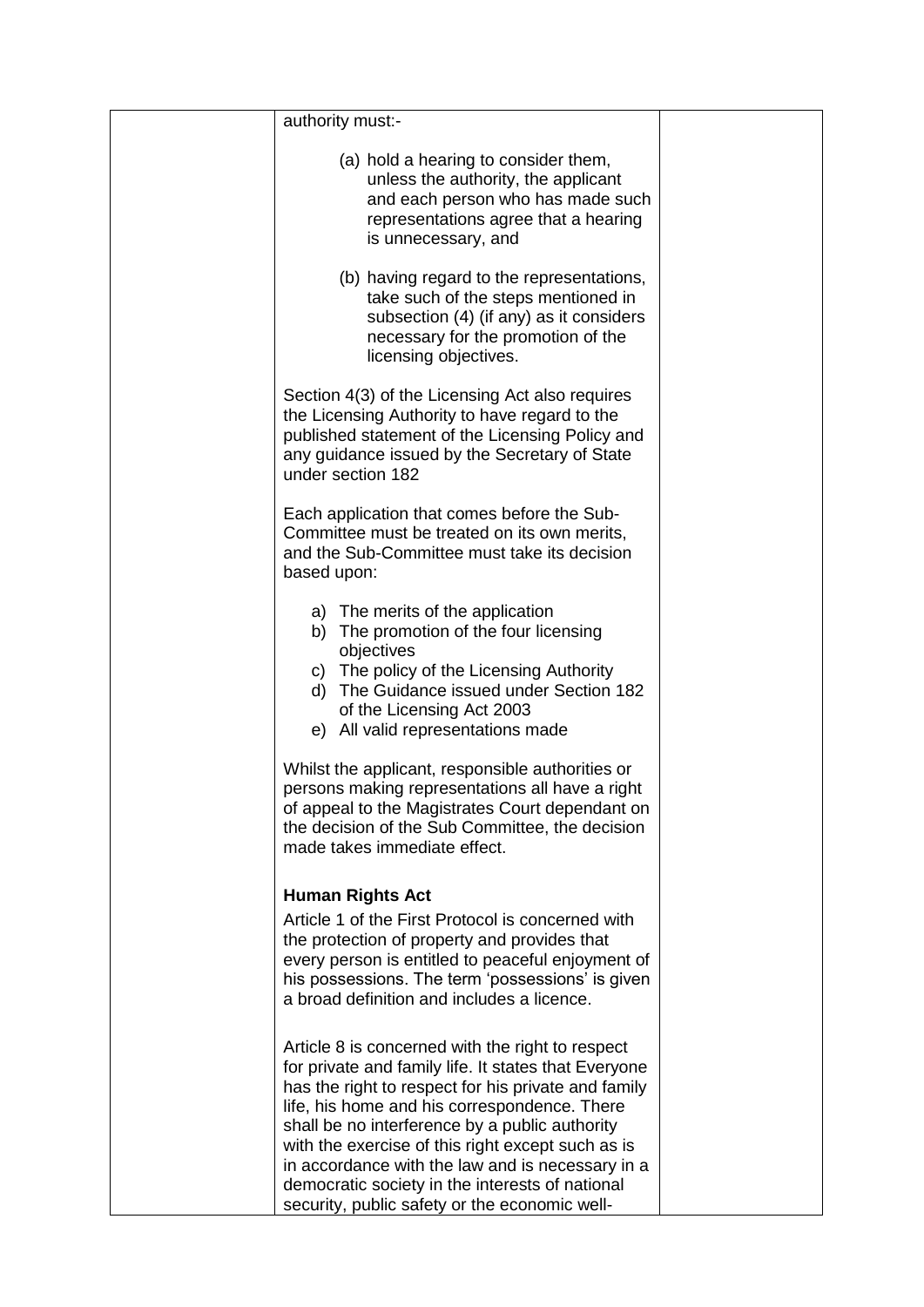authority must:-

(a) hold a hearing to consider them, unless the authority, the applicant and each person who has made such representations agree that a hearing is unnecessary, and

(b) having regard to the representations, take such of the steps mentioned in subsection (4) (if any) as it considers necessary for the promotion of the licensing objectives.

Section 4(3) of the Licensing Act also requires the Licensing Authority to have regard to the published statement of the Licensing Policy and any guidance issued by the Secretary of State under section 182

Each application that comes before the Sub-Committee must be treated on its own merits, and the Sub-Committee must take its decision based upon:

a) The merits of the application
b) The promotion of the four licensing objectives
c) The policy of the Licensing Authority
d) The Guidance issued under Section 182 of the Licensing Act 2003
e) All valid representations made

Whilst the applicant, responsible authorities or persons making representations all have a right of appeal to the Magistrates Court dependant on the decision of the Sub Committee, the decision made takes immediate effect.

**Human Rights Act**

Article 1 of the First Protocol is concerned with the protection of property and provides that every person is entitled to peaceful enjoyment of his possessions. The term 'possessions' is given a broad definition and includes a licence.

Article 8 is concerned with the right to respect for private and family life. It states that Everyone has the right to respect for his private and family life, his home and his correspondence. There shall be no interference by a public authority with the exercise of this right except such as is in accordance with the law and is necessary in a democratic society in the interests of national security, public safety or the economic well-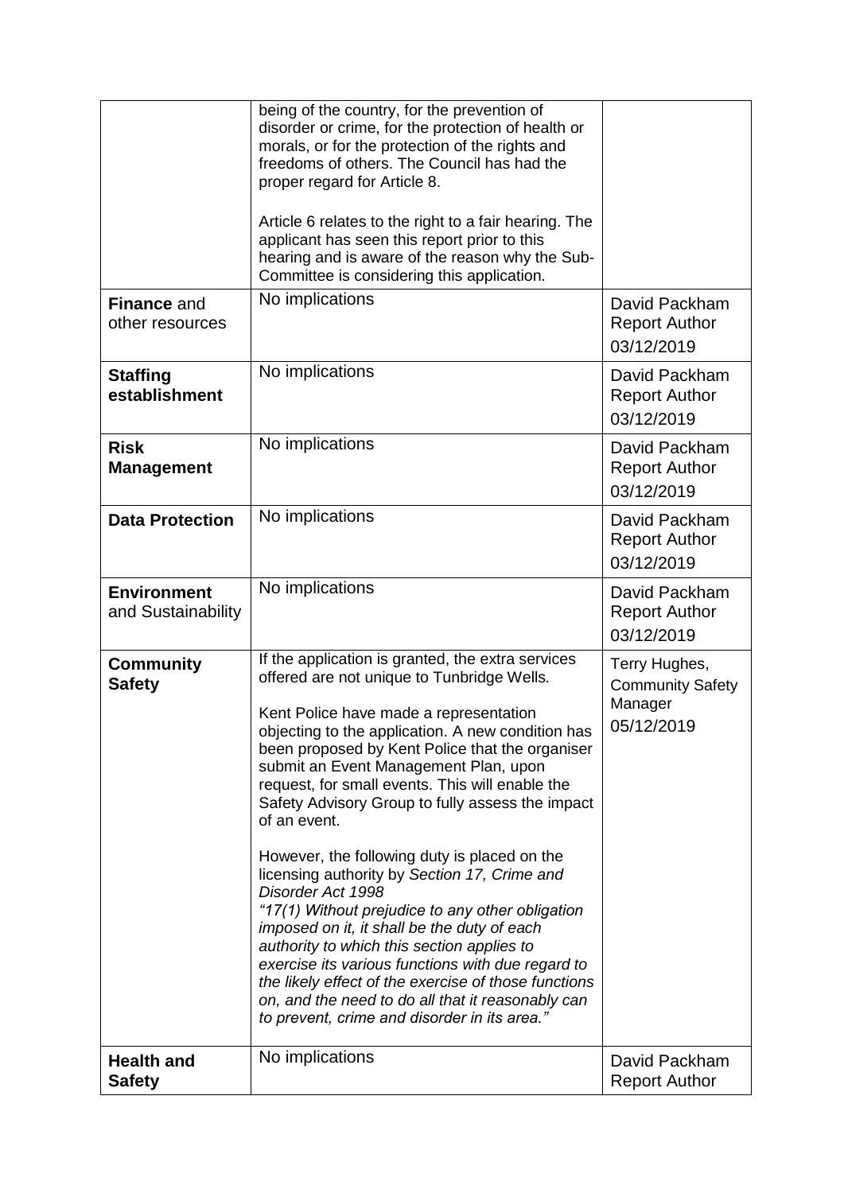| | | |
|---|---|---|
| | being of the country, for the prevention of disorder or crime, for the protection of health or morals, or for the protection of the rights and freedoms of others. The Council has had the proper regard for Article 8.<br><br>Article 6 relates to the right to a fair hearing. The applicant has seen this report prior to this hearing and is aware of the reason why the Sub-Committee is considering this application. | |
| **Finance** and other resources | No implications | David Packham<br>Report Author<br>03/12/2019 |
| **Staffing establishment** | No implications | David Packham<br>Report Author<br>03/12/2019 |
| **Risk Management** | No implications | David Packham<br>Report Author<br>03/12/2019 |
| **Data Protection** | No implications | David Packham<br>Report Author<br>03/12/2019 |
| **Environment** and Sustainability | No implications | David Packham<br>Report Author<br>03/12/2019 |
| **Community Safety** | If the application is granted, the extra services offered are not unique to Tunbridge Wells.<br><br>Kent Police have made a representation objecting to the application. A new condition has been proposed by Kent Police that the organiser submit an Event Management Plan, upon request, for small events. This will enable the Safety Advisory Group to fully assess the impact of an event.<br><br>However, the following duty is placed on the licensing authority by *Section 17, Crime and Disorder Act 1998*<br>*"17(1) Without prejudice to any other obligation imposed on it, it shall be the duty of each authority to which this section applies to exercise its various functions with due regard to the likely effect of the exercise of those functions on, and the need to do all that it reasonably can to prevent, crime and disorder in its area."* | Terry Hughes,<br>Community Safety Manager<br>05/12/2019 |
| **Health and Safety** | No implications | David Packham<br>Report Author |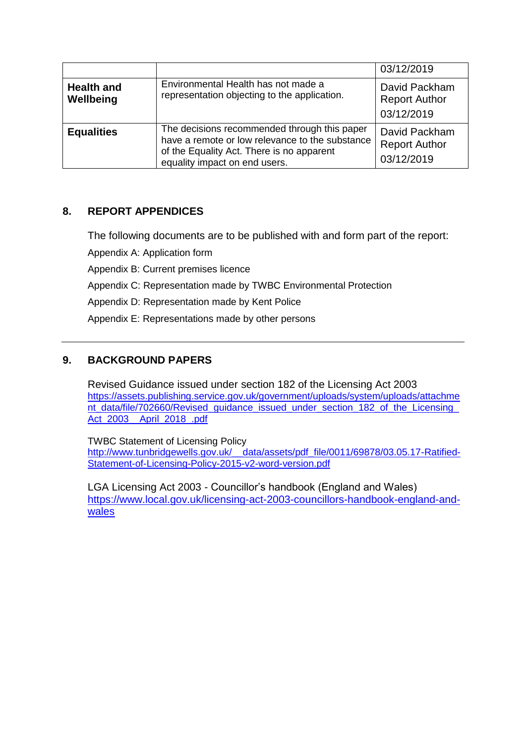| | | |
|---|---|---|
| | | 03/12/2019 |
| **Health and Wellbeing** | Environmental Health has not made a representation objecting to the application. | David Packham Report Author 03/12/2019 |
| **Equalities** | The decisions recommended through this paper have a remote or low relevance to the substance of the Equality Act. There is no apparent equality impact on end users. | David Packham Report Author 03/12/2019 |

## 8. REPORT APPENDICES

The following documents are to be published with and form part of the report:

Appendix A: Application form

Appendix B: Current premises licence

Appendix C: Representation made by TWBC Environmental Protection

Appendix D: Representation made by Kent Police

Appendix E: Representations made by other persons

---

## 9. BACKGROUND PAPERS

Revised Guidance issued under section 182 of the Licensing Act 2003
https://assets.publishing.service.gov.uk/government/uploads/system/uploads/attachment_data/file/702660/Revised_guidance_issued_under_section_182_of_the_Licensing_Act_2003__April_2018_.pdf

TWBC Statement of Licensing Policy
http://www.tunbridgewells.gov.uk/__data/assets/pdf_file/0011/69878/03.05.17-Ratified-Statement-of-Licensing-Policy-2015-v2-word-version.pdf

LGA Licensing Act 2003 - Councillor's handbook (England and Wales)
https://www.local.gov.uk/licensing-act-2003-councillors-handbook-england-and-wales